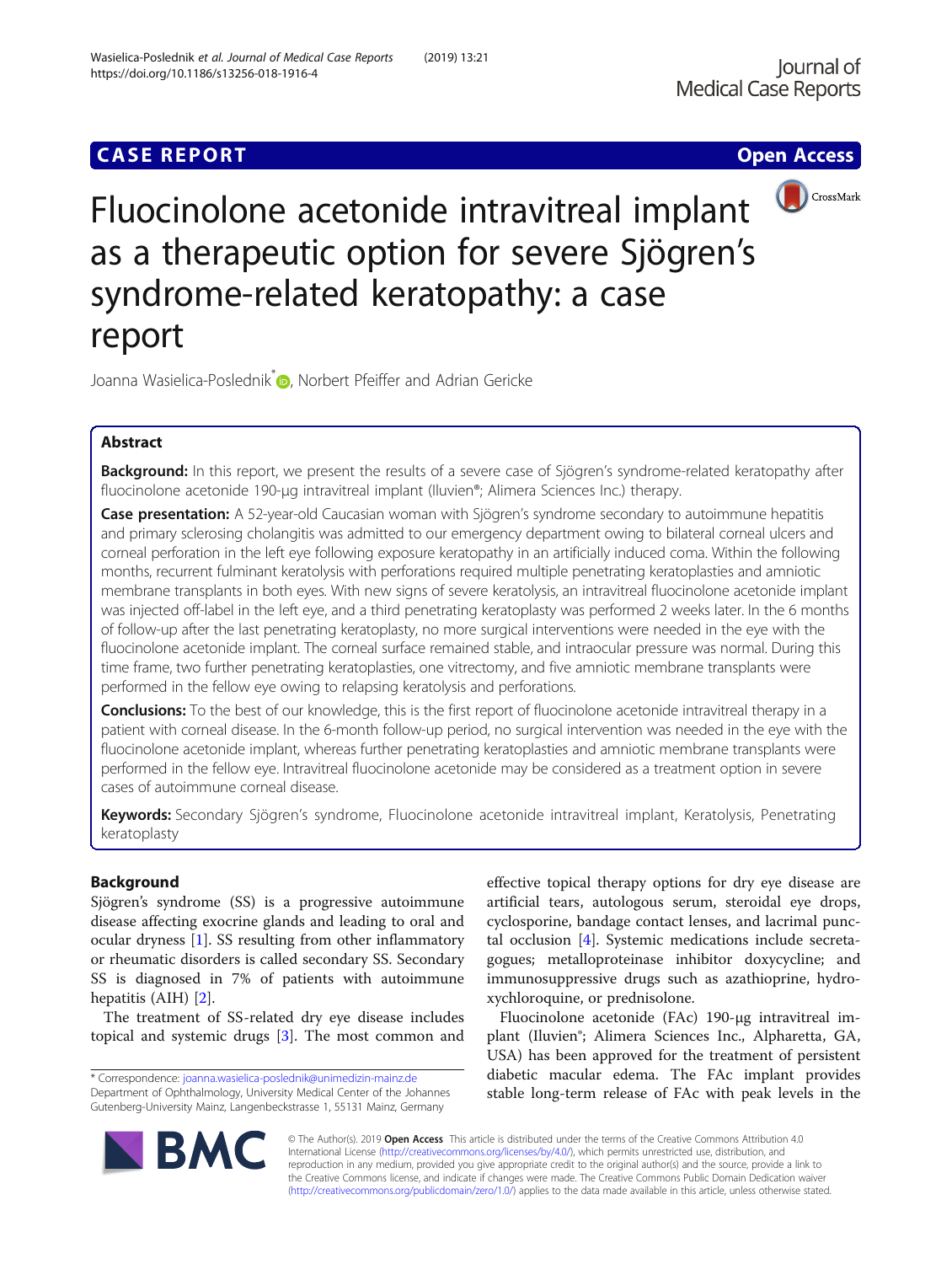CASE REPORT

Open Access

# Fluocinolone acetonide intravitreal implant as a therapeutic option for severe Sjögren's syndrome-related keratopathy: a case report

Joanna Wasielica-Poslednik*, Norbert Pfeiffer and Adrian Gericke

## Abstract

**Background:** In this report, we present the results of a severe case of Sjögren's syndrome-related keratopathy after fluocinolone acetonide 190-μg intravitreal implant (Iluvien®; Alimera Sciences Inc.) therapy.

**Case presentation:** A 52-year-old Caucasian woman with Sjögren's syndrome secondary to autoimmune hepatitis and primary sclerosing cholangitis was admitted to our emergency department owing to bilateral corneal ulcers and corneal perforation in the left eye following exposure keratopathy in an artificially induced coma. Within the following months, recurrent fulminant keratolysis with perforations required multiple penetrating keratoplasties and amniotic membrane transplants in both eyes. With new signs of severe keratolysis, an intravitreal fluocinolone acetonide implant was injected off-label in the left eye, and a third penetrating keratoplasty was performed 2 weeks later. In the 6 months of follow-up after the last penetrating keratoplasty, no more surgical interventions were needed in the eye with the fluocinolone acetonide implant. The corneal surface remained stable, and intraocular pressure was normal. During this time frame, two further penetrating keratoplasties, one vitrectomy, and five amniotic membrane transplants were performed in the fellow eye owing to relapsing keratolysis and perforations.

**Conclusions:** To the best of our knowledge, this is the first report of fluocinolone acetonide intravitreal therapy in a patient with corneal disease. In the 6-month follow-up period, no surgical intervention was needed in the eye with the fluocinolone acetonide implant, whereas further penetrating keratoplasties and amniotic membrane transplants were performed in the fellow eye. Intravitreal fluocinolone acetonide may be considered as a treatment option in severe cases of autoimmune corneal disease.

**Keywords:** Secondary Sjögren's syndrome, Fluocinolone acetonide intravitreal implant, Keratolysis, Penetrating keratoplasty

## Background

Sjögren's syndrome (SS) is a progressive autoimmune disease affecting exocrine glands and leading to oral and ocular dryness [1]. SS resulting from other inflammatory or rheumatic disorders is called secondary SS. Secondary SS is diagnosed in 7% of patients with autoimmune hepatitis (AIH) [2].

The treatment of SS-related dry eye disease includes topical and systemic drugs [3]. The most common and effective topical therapy options for dry eye disease are artificial tears, autologous serum, steroidal eye drops, cyclosporine, bandage contact lenses, and lacrimal punctal occlusion [4]. Systemic medications include secretagogues; metalloproteinase inhibitor doxycycline; and immunosuppressive drugs such as azathioprine, hydroxychloroquine, or prednisolone.

Fluocinolone acetonide (FAc) 190-μg intravitreal implant (Iluvien®; Alimera Sciences Inc., Alpharetta, GA, USA) has been approved for the treatment of persistent diabetic macular edema. The FAc implant provides stable long-term release of FAc with peak levels in the

* Correspondence: joanna.wasielica-poslednik@unimedizin-mainz.de
Department of Ophthalmology, University Medical Center of the Johannes Gutenberg-University Mainz, Langenbeckstrasse 1, 55131 Mainz, Germany

© The Author(s). 2019 **Open Access** This article is distributed under the terms of the Creative Commons Attribution 4.0 International License (http://creativecommons.org/licenses/by/4.0/), which permits unrestricted use, distribution, and reproduction in any medium, provided you give appropriate credit to the original author(s) and the source, provide a link to the Creative Commons license, and indicate if changes were made. The Creative Commons Public Domain Dedication waiver (http://creativecommons.org/publicdomain/zero/1.0/) applies to the data made available in this article, unless otherwise stated.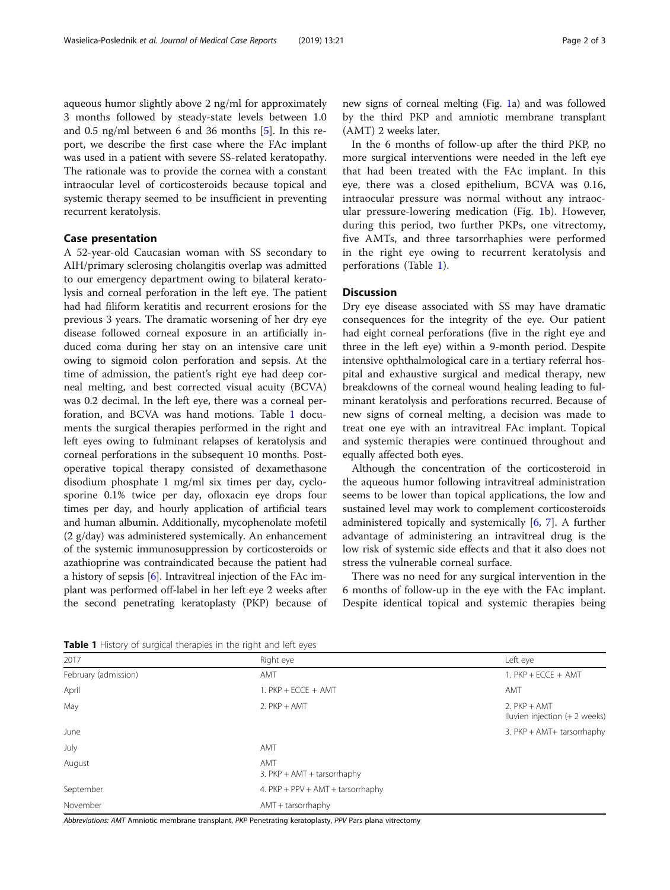aqueous humor slightly above 2 ng/ml for approximately 3 months followed by steady-state levels between 1.0 and 0.5 ng/ml between 6 and 36 months [5]. In this report, we describe the first case where the FAc implant was used in a patient with severe SS-related keratopathy. The rationale was to provide the cornea with a constant intraocular level of corticosteroids because topical and systemic therapy seemed to be insufficient in preventing recurrent keratolysis.

## Case presentation

A 52-year-old Caucasian woman with SS secondary to AIH/primary sclerosing cholangitis overlap was admitted to our emergency department owing to bilateral keratolysis and corneal perforation in the left eye. The patient had had filiform keratitis and recurrent erosions for the previous 3 years. The dramatic worsening of her dry eye disease followed corneal exposure in an artificially induced coma during her stay on an intensive care unit owing to sigmoid colon perforation and sepsis. At the time of admission, the patient's right eye had deep corneal melting, and best corrected visual acuity (BCVA) was 0.2 decimal. In the left eye, there was a corneal perforation, and BCVA was hand motions. Table 1 documents the surgical therapies performed in the right and left eyes owing to fulminant relapses of keratolysis and corneal perforations in the subsequent 10 months. Postoperative topical therapy consisted of dexamethasone disodium phosphate 1 mg/ml six times per day, cyclosporine 0.1% twice per day, ofloxacin eye drops four times per day, and hourly application of artificial tears and human albumin. Additionally, mycophenolate mofetil (2 g/day) was administered systemically. An enhancement of the systemic immunosuppression by corticosteroids or azathioprine was contraindicated because the patient had a history of sepsis [6]. Intravitreal injection of the FAc implant was performed off-label in her left eye 2 weeks after the second penetrating keratoplasty (PKP) because of new signs of corneal melting (Fig. 1a) and was followed by the third PKP and amniotic membrane transplant (AMT) 2 weeks later.

In the 6 months of follow-up after the third PKP, no more surgical interventions were needed in the left eye that had been treated with the FAc implant. In this eye, there was a closed epithelium, BCVA was 0.16, intraocular pressure was normal without any intraocular pressure-lowering medication (Fig. 1b). However, during this period, two further PKPs, one vitrectomy, five AMTs, and three tarsorrhaphies were performed in the right eye owing to recurrent keratolysis and perforations (Table 1).

## Discussion

Dry eye disease associated with SS may have dramatic consequences for the integrity of the eye. Our patient had eight corneal perforations (five in the right eye and three in the left eye) within a 9-month period. Despite intensive ophthalmological care in a tertiary referral hospital and exhaustive surgical and medical therapy, new breakdowns of the corneal wound healing leading to fulminant keratolysis and perforations recurred. Because of new signs of corneal melting, a decision was made to treat one eye with an intravitreal FAc implant. Topical and systemic therapies were continued throughout and equally affected both eyes.

Although the concentration of the corticosteroid in the aqueous humor following intravitreal administration seems to be lower than topical applications, the low and sustained level may work to complement corticosteroids administered topically and systemically [6, 7]. A further advantage of administering an intravitreal drug is the low risk of systemic side effects and that it also does not stress the vulnerable corneal surface.

There was no need for any surgical intervention in the 6 months of follow-up in the eye with the FAc implant. Despite identical topical and systemic therapies being

**Table 1** History of surgical therapies in the right and left eyes

| 2017 | Right eye | Left eye |
|---|---|---|
| February (admission) | AMT | 1. PKP + ECCE + AMT |
| April | 1. PKP + ECCE + AMT | AMT |
| May | 2. PKP + AMT | 2. PKP + AMT<br>Iluvien injection (+ 2 weeks) |
| June | | 3. PKP + AMT+ tarsorrhaphy |
| July | AMT | |
| August | AMT<br>3. PKP + AMT + tarsorrhaphy | |
| September | 4. PKP + PPV + AMT + tarsorrhaphy | |
| November | AMT + tarsorrhaphy | |

*Abbreviations: AMT* Amniotic membrane transplant, *PKP* Penetrating keratoplasty, *PPV* Pars plana vitrectomy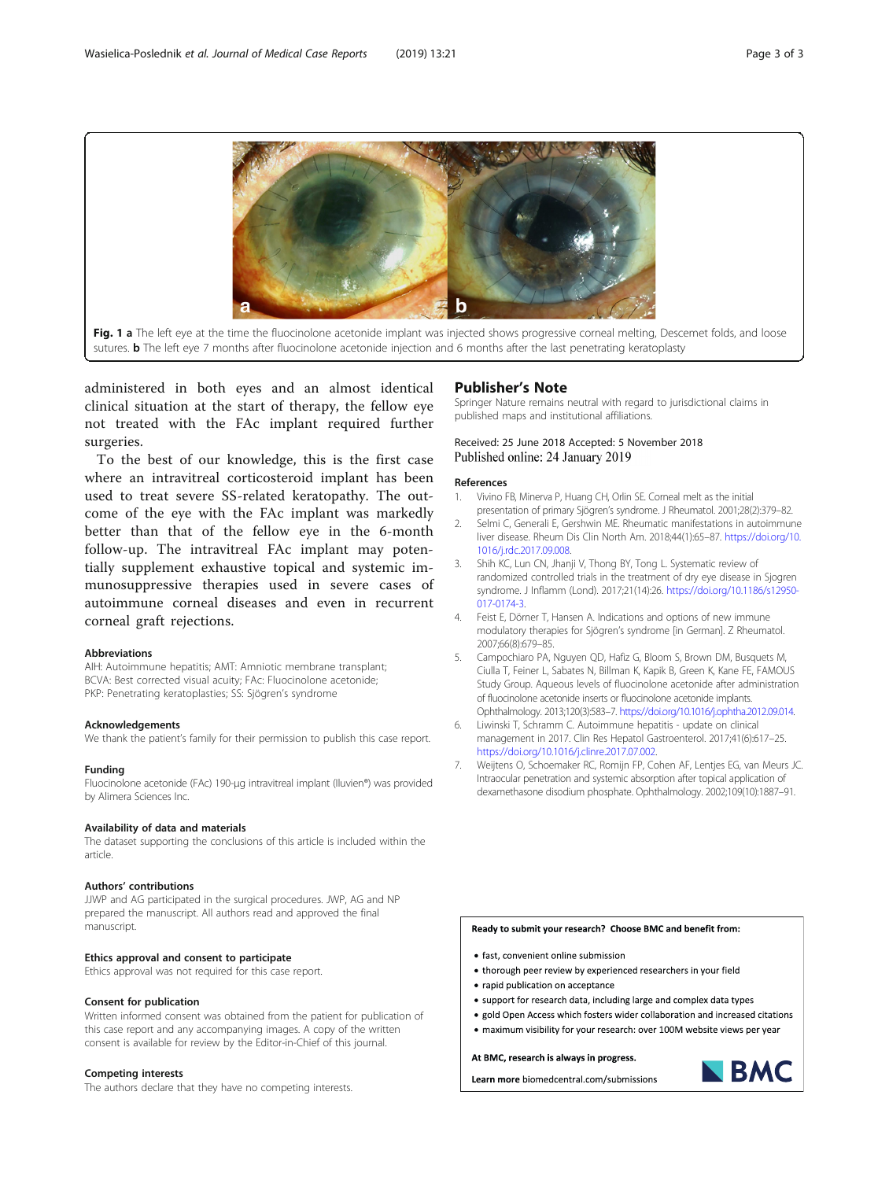**Fig. 1** **a** The left eye at the time the fluocinolone acetonide implant was injected shows progressive corneal melting, Descemet folds, and loose sutures. **b** The left eye 7 months after fluocinolone acetonide injection and 6 months after the last penetrating keratoplasty

administered in both eyes and an almost identical clinical situation at the start of therapy, the fellow eye not treated with the FAc implant required further surgeries.

To the best of our knowledge, this is the first case where an intravitreal corticosteroid implant has been used to treat severe SS-related keratopathy. The outcome of the eye with the FAc implant was markedly better than that of the fellow eye in the 6-month follow-up. The intravitreal FAc implant may potentially supplement exhaustive topical and systemic immunosuppressive therapies used in severe cases of autoimmune corneal diseases and even in recurrent corneal graft rejections.

### Abbreviations

AIH: Autoimmune hepatitis; AMT: Amniotic membrane transplant; BCVA: Best corrected visual acuity; FAc: Fluocinolone acetonide; PKP: Penetrating keratoplasties; SS: Sjögren's syndrome

### Acknowledgements

We thank the patient's family for their permission to publish this case report.

### Funding

Fluocinolone acetonide (FAc) 190-μg intravitreal implant (Iluvien®) was provided by Alimera Sciences Inc.

### Availability of data and materials

The dataset supporting the conclusions of this article is included within the article.

### Authors' contributions

JJWP and AG participated in the surgical procedures. JWP, AG and NP prepared the manuscript. All authors read and approved the final manuscript.

### Ethics approval and consent to participate

Ethics approval was not required for this case report.

### Consent for publication

Written informed consent was obtained from the patient for publication of this case report and any accompanying images. A copy of the written consent is available for review by the Editor-in-Chief of this journal.

### Competing interests

The authors declare that they have no competing interests.

## Publisher's Note

Springer Nature remains neutral with regard to jurisdictional claims in published maps and institutional affiliations.

Received: 25 June 2018 Accepted: 5 November 2018
Published online: 24 January 2019

### References

1. Vivino FB, Minerva P, Huang CH, Orlin SE. Corneal melt as the initial presentation of primary Sjögren's syndrome. J Rheumatol. 2001;28(2):379–82.
2. Selmi C, Generali E, Gershwin ME. Rheumatic manifestations in autoimmune liver disease. Rheum Dis Clin North Am. 2018;44(1):65–87. https://doi.org/10.1016/j.rdc.2017.09.008.
3. Shih KC, Lun CN, Jhanji V, Thong BY, Tong L. Systematic review of randomized controlled trials in the treatment of dry eye disease in Sjogren syndrome. J Inflamm (Lond). 2017;21(14):26. https://doi.org/10.1186/s12950-017-0174-3.
4. Feist E, Dörner T, Hansen A. Indications and options of new immune modulatory therapies for Sjögren's syndrome [in German]. Z Rheumatol. 2007;66(8):679–85.
5. Campochiaro PA, Nguyen QD, Hafiz G, Bloom S, Brown DM, Busquets M, Ciulla T, Feiner L, Sabates N, Billman K, Kapik B, Green K, Kane FE, FAMOUS Study Group. Aqueous levels of fluocinolone acetonide after administration of fluocinolone acetonide inserts or fluocinolone acetonide implants. Ophthalmology. 2013;120(3):583–7. https://doi.org/10.1016/j.ophtha.2012.09.014.
6. Liwinski T, Schramm C. Autoimmune hepatitis - update on clinical management in 2017. Clin Res Hepatol Gastroenterol. 2017;41(6):617–25. https://doi.org/10.1016/j.clinre.2017.07.002.
7. Weijtens O, Schoemaker RC, Romijn FP, Cohen AF, Lentjes EG, van Meurs JC. Intraocular penetration and systemic absorption after topical application of dexamethasone disodium phosphate. Ophthalmology. 2002;109(10):1887–91.

**Ready to submit your research? Choose BMC and benefit from:**

- fast, convenient online submission
- thorough peer review by experienced researchers in your field
- rapid publication on acceptance
- support for research data, including large and complex data types
- gold Open Access which fosters wider collaboration and increased citations
- maximum visibility for your research: over 100M website views per year

**At BMC, research is always in progress.**

**Learn more** biomedcentral.com/submissions